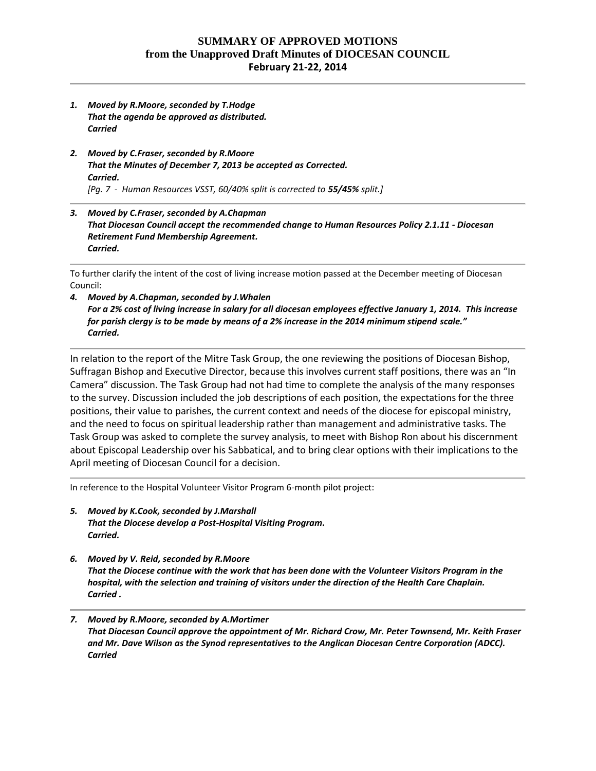# SUMMARY OF APPROVED MOTIONS
## from the Unapproved Draft Minutes of DIOCESAN COUNCIL
### February 21-22, 2014

---

1. ***Moved by R.Moore, seconded by T.Hodge***
   ***That the agenda be approved as distributed.***
   ***Carried***

2. ***Moved by C.Fraser, seconded by R.Moore***
   ***That the Minutes of December 7, 2013 be accepted as Corrected.***
   ***Carried.***
   *[Pg. 7 - Human Resources VSST, 60/40% split is corrected to **55/45%** split.]*

---

3. ***Moved by C.Fraser, seconded by A.Chapman***
   ***That Diocesan Council accept the recommended change to Human Resources Policy 2.1.11 - Diocesan Retirement Fund Membership Agreement.***
   ***Carried.***

---

To further clarify the intent of the cost of living increase motion passed at the December meeting of Diocesan Council:

4. ***Moved by A.Chapman, seconded by J.Whalen***
   ***For a 2% cost of living increase in salary for all diocesan employees effective January 1, 2014. This increase for parish clergy is to be made by means of a 2% increase in the 2014 minimum stipend scale."***
   ***Carried.***

---

In relation to the report of the Mitre Task Group, the one reviewing the positions of Diocesan Bishop, Suffragan Bishop and Executive Director, because this involves current staff positions, there was an "In Camera" discussion. The Task Group had not had time to complete the analysis of the many responses to the survey. Discussion included the job descriptions of each position, the expectations for the three positions, their value to parishes, the current context and needs of the diocese for episcopal ministry, and the need to focus on spiritual leadership rather than management and administrative tasks. The Task Group was asked to complete the survey analysis, to meet with Bishop Ron about his discernment about Episcopal Leadership over his Sabbatical, and to bring clear options with their implications to the April meeting of Diocesan Council for a decision.

---

In reference to the Hospital Volunteer Visitor Program 6-month pilot project:

5. ***Moved by K.Cook, seconded by J.Marshall***
   ***That the Diocese develop a Post-Hospital Visiting Program.***
   ***Carried.***

6. ***Moved by V. Reid, seconded by R.Moore***
   ***That the Diocese continue with the work that has been done with the Volunteer Visitors Program in the hospital, with the selection and training of visitors under the direction of the Health Care Chaplain.***
   ***Carried .***

---

7. ***Moved by R.Moore, seconded by A.Mortimer***
   ***That Diocesan Council approve the appointment of Mr. Richard Crow, Mr. Peter Townsend, Mr. Keith Fraser and Mr. Dave Wilson as the Synod representatives to the Anglican Diocesan Centre Corporation (ADCC).***
   ***Carried***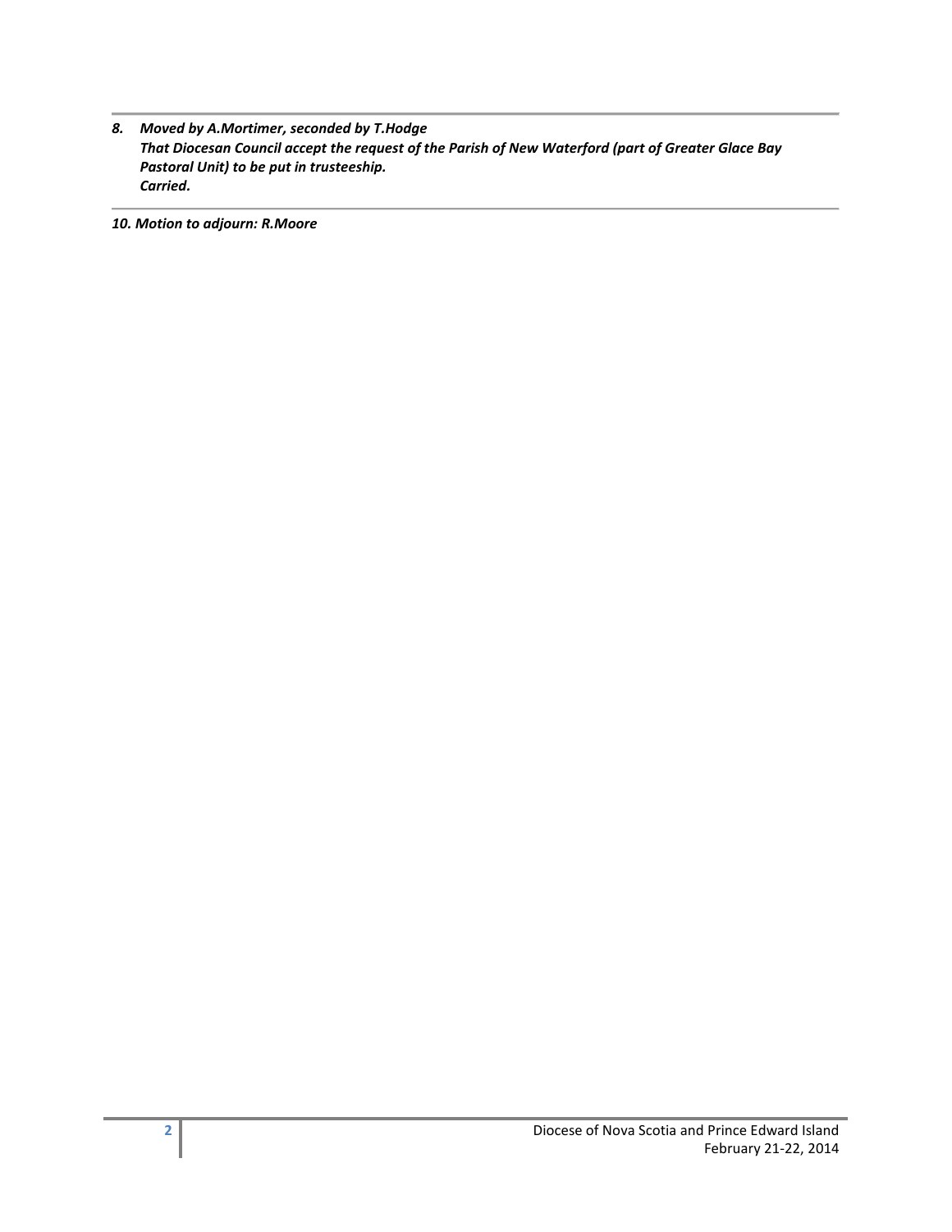***8. Moved by A.Mortimer, seconded by T.Hodge***
***That Diocesan Council accept the request of the Parish of New Waterford (part of Greater Glace Bay Pastoral Unit) to be put in trusteeship.***
***Carried.***

---

***10. Motion to adjourn: R.Moore***